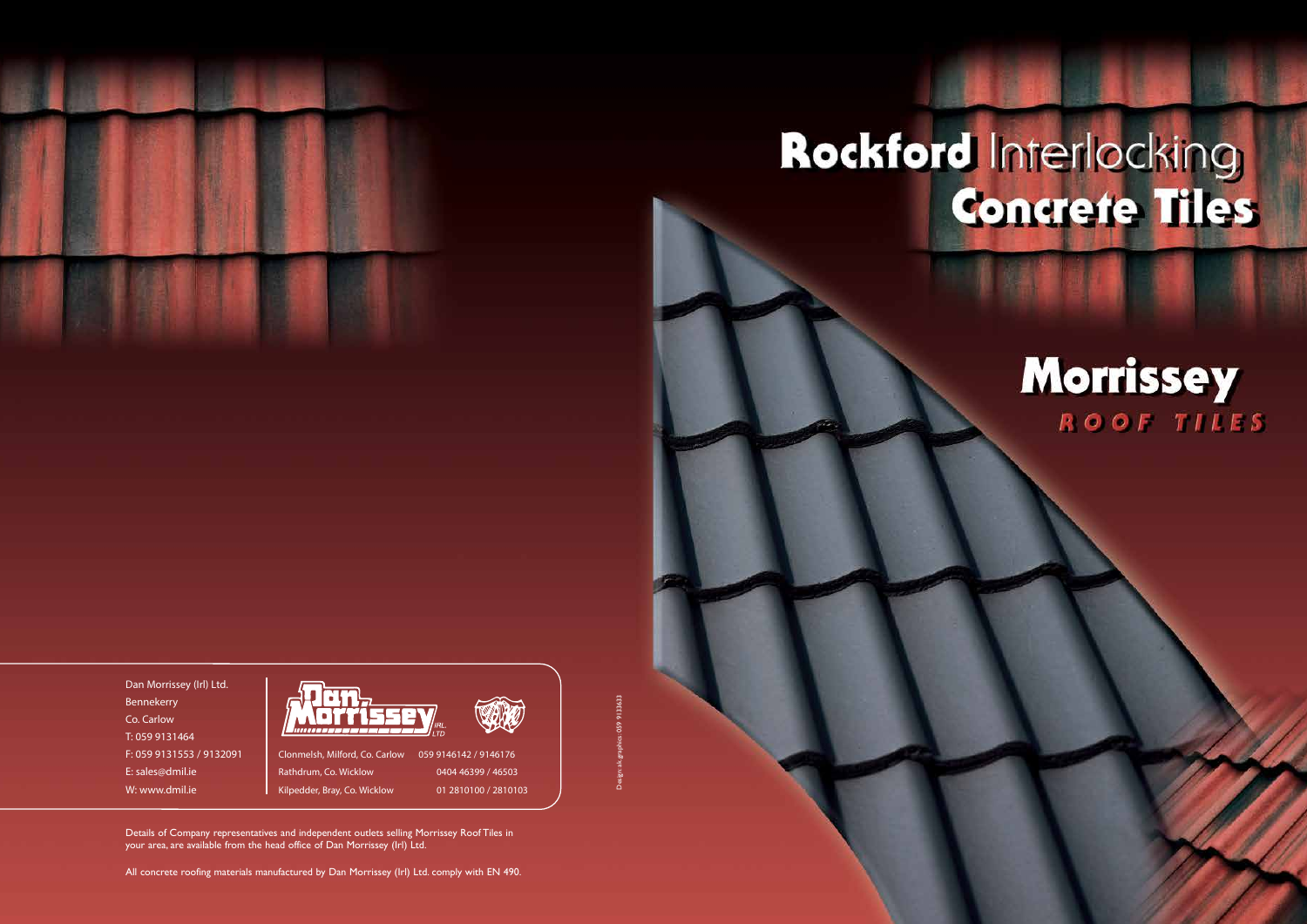# Rockford Interlocking Concrete Tiles

## Morrissey
### ROOF TILES

Dan Morrissey (Irl) Ltd.
Bennekerry
Co. Carlow
T: 059 9131464
F: 059 9131553 / 9132091
E: sales@dmil.ie
W: www.dmil.ie

Dan Morrissey IRL. LTD

| | |
|---|---|
| Clonmelsh, Milford, Co. Carlow | 059 9146142 / 9146176 |
| Rathdrum, Co. Wicklow | 0404 46399 / 46503 |
| Kilpedder, Bray, Co. Wicklow | 01 2810100 / 2810103 |

Design: ak graphics 059 9133633

Details of Company representatives and independent outlets selling Morrissey Roof Tiles in your area, are available from the head office of Dan Morrissey (Irl) Ltd.

All concrete roofing materials manufactured by Dan Morrissey (Irl) Ltd. comply with EN 490.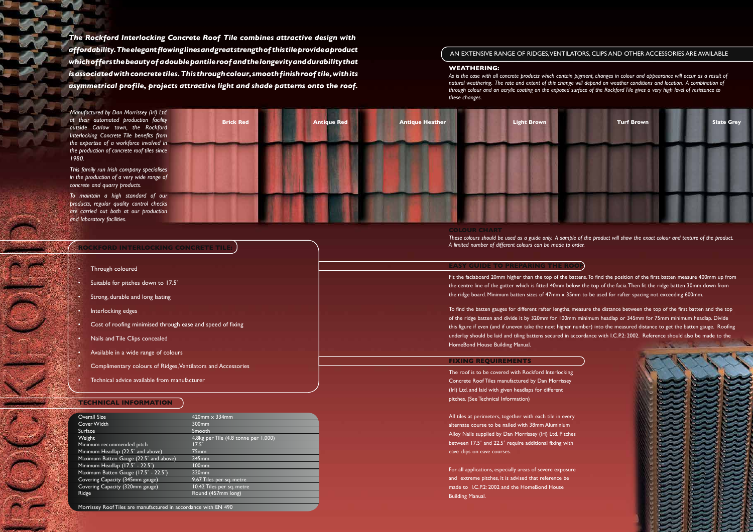*The Rockford Interlocking Concrete Roof Tile combines attractive design with affordability. The elegant flowing lines and great strength of this tile provide a product which offers the beauty of a double pantile roof and the longevity and durability that is associated with concrete tiles. This through colour, smooth finish roof tile, with its asymmetrical profile, projects attractive light and shade patterns onto the roof.*

*Manufactured by Dan Morrissey (Irl) Ltd. at their automated production facility outside Carlow town, the Rockford Interlocking Concrete Tile benefits from the expertise of a workforce involved in the production of concrete roof tiles since 1980.*

*This family run Irish company specialises in the production of a very wide range of concrete and quarry products.*

*To maintain a high standard of our products, regular quality control checks are carried out both at our production and laboratory facilities.*

## ROCKFORD INTERLOCKING CONCRETE TILE:

- Through coloured
- Suitable for pitches down to 17.5˚
- Strong, durable and long lasting
- Interlocking edges
- Cost of roofing minimised through ease and speed of fixing
- Nails and Tile Clips concealed
- Available in a wide range of colours
- Complimentary colours of Ridges, Ventilators and Accessories
- Technical advice available from manufacturer

## TECHNICAL INFORMATION

| | |
|---|---|
| Overall Size | 420mm x 334mm |
| Cover Width | 300mm |
| Surface | Smooth |
| Weight | 4.8kg per Tile (4.8 tonne per 1,000) |
| Minimum recommended pitch | 17.5˚ |
| Minimum Headlap (22.5˚ and above) | 75mm |
| Maximum Batten Gauge (22.5˚ and above) | 345mm |
| Minimum Headlap (17.5˚ - 22.5˚) | 100mm |
| Maximum Batten Gauge (17.5˚ - 22.5˚) | 320mm |
| Covering Capacity (345mm gauge) | 9.67 Tiles per sq. metre |
| Covering Capacity (320mm gauge) | 10.42 Tiles per sq. metre |
| Ridge | Round (457mm long) |

Morrissey Roof Tiles are manufactured in accordance with EN 490

AN EXTENSIVE RANGE OF RIDGES, VENTILATORS, CLIPS AND OTHER ACCESSORIES ARE AVAILABLE

## WEATHERING:

*As is the case with all concrete products which contain pigment, changes in colour and appearance will occur as a result of natural weathering. The rate and extent of this change will depend on weather conditions and location. A combination of through colour and an acrylic coating on the exposed surface of the Rockford Tile gives a very high level of resistance to these changes.*

Brick Red | Antique Red | Antique Heather | Light Brown | Turf Brown | Slate Grey

## COLOUR CHART

*These colours should be used as a guide only. A sample of the product will show the exact colour and texture of the product. A limited number of different colours can be made to order.*

## EASY GUIDE TO PREPARING THE ROOF

Fit the faciaboard 20mm higher than the top of the battens. To find the position of the first batten measure 400mm up from the centre line of the gutter which is fitted 40mm below the top of the facia. Then fit the ridge batten 30mm down from the ridge board. Minimum batten sizes of 47mm x 35mm to be used for rafter spacing not exceeding 600mm.

To find the batten gauges for different rafter lengths, measure the distance between the top of the first batten and the top of the ridge batten and divide it by 320mm for 100mm minimum headlap or 345mm for 75mm minimum headlap. Divide this figure if even (and if uneven take the next higher number) into the measured distance to get the batten gauge. Roofing underlay should be laid and tiling battens secured in accordance with I.C.P.2: 2002. Reference should also be made to the HomeBond House Building Manual.

## FIXING REQUIREMENTS

The roof is to be covered with Rockford Interlocking Concrete Roof Tiles manufactured by Dan Morrissey (Irl) Ltd. and laid with given headlaps for different pitches. (See Technical Information)

All tiles at perimeters, together with each tile in every alternate course to be nailed with 38mm Aluminium Alloy Nails supplied by Dan Morrissey (Irl) Ltd. Pitches between 17.5˚ and 22.5˚ require additional fixing with eave clips on eave courses.

For all applications, especially areas of severe exposure and extreme pitches, it is advised that reference be made to I.C.P.2: 2002 and the HomeBond House Building Manual.